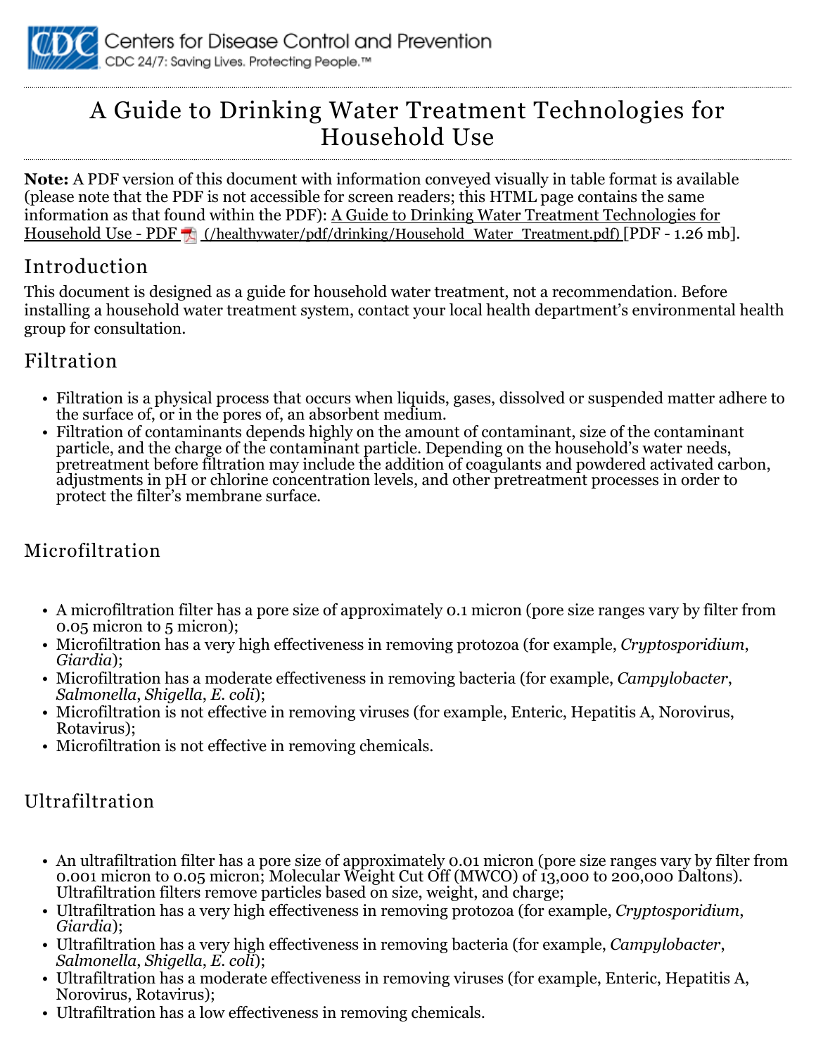Centers for Disease Control and Prevention
CDC 24/7: Saving Lives. Protecting People.™

# A Guide to Drinking Water Treatment Technologies for Household Use

**Note:** A PDF version of this document with information conveyed visually in table format is available (please note that the PDF is not accessible for screen readers; this HTML page contains the same information as that found within the PDF): A Guide to Drinking Water Treatment Technologies for Household Use - PDF (/healthywater/pdf/drinking/Household_Water_Treatment.pdf) [PDF - 1.26 mb].

## Introduction

This document is designed as a guide for household water treatment, not a recommendation. Before installing a household water treatment system, contact your local health department's environmental health group for consultation.

## Filtration

- Filtration is a physical process that occurs when liquids, gases, dissolved or suspended matter adhere to the surface of, or in the pores of, an absorbent medium.
- Filtration of contaminants depends highly on the amount of contaminant, size of the contaminant particle, and the charge of the contaminant particle. Depending on the household's water needs, pretreatment before filtration may include the addition of coagulants and powdered activated carbon, adjustments in pH or chlorine concentration levels, and other pretreatment processes in order to protect the filter's membrane surface.

## Microfiltration

- A microfiltration filter has a pore size of approximately 0.1 micron (pore size ranges vary by filter from 0.05 micron to 5 micron);
- Microfiltration has a very high effectiveness in removing protozoa (for example, *Cryptosporidium*, *Giardia*);
- Microfiltration has a moderate effectiveness in removing bacteria (for example, *Campylobacter*, *Salmonella*, *Shigella*, *E. coli*);
- Microfiltration is not effective in removing viruses (for example, Enteric, Hepatitis A, Norovirus, Rotavirus);
- Microfiltration is not effective in removing chemicals.

## Ultrafiltration

- An ultrafiltration filter has a pore size of approximately 0.01 micron (pore size ranges vary by filter from 0.001 micron to 0.05 micron; Molecular Weight Cut Off (MWCO) of 13,000 to 200,000 Daltons). Ultrafiltration filters remove particles based on size, weight, and charge;
- Ultrafiltration has a very high effectiveness in removing protozoa (for example, *Cryptosporidium*, *Giardia*);
- Ultrafiltration has a very high effectiveness in removing bacteria (for example, *Campylobacter*, *Salmonella*, *Shigella*, *E. coli*);
- Ultrafiltration has a moderate effectiveness in removing viruses (for example, Enteric, Hepatitis A, Norovirus, Rotavirus);
- Ultrafiltration has a low effectiveness in removing chemicals.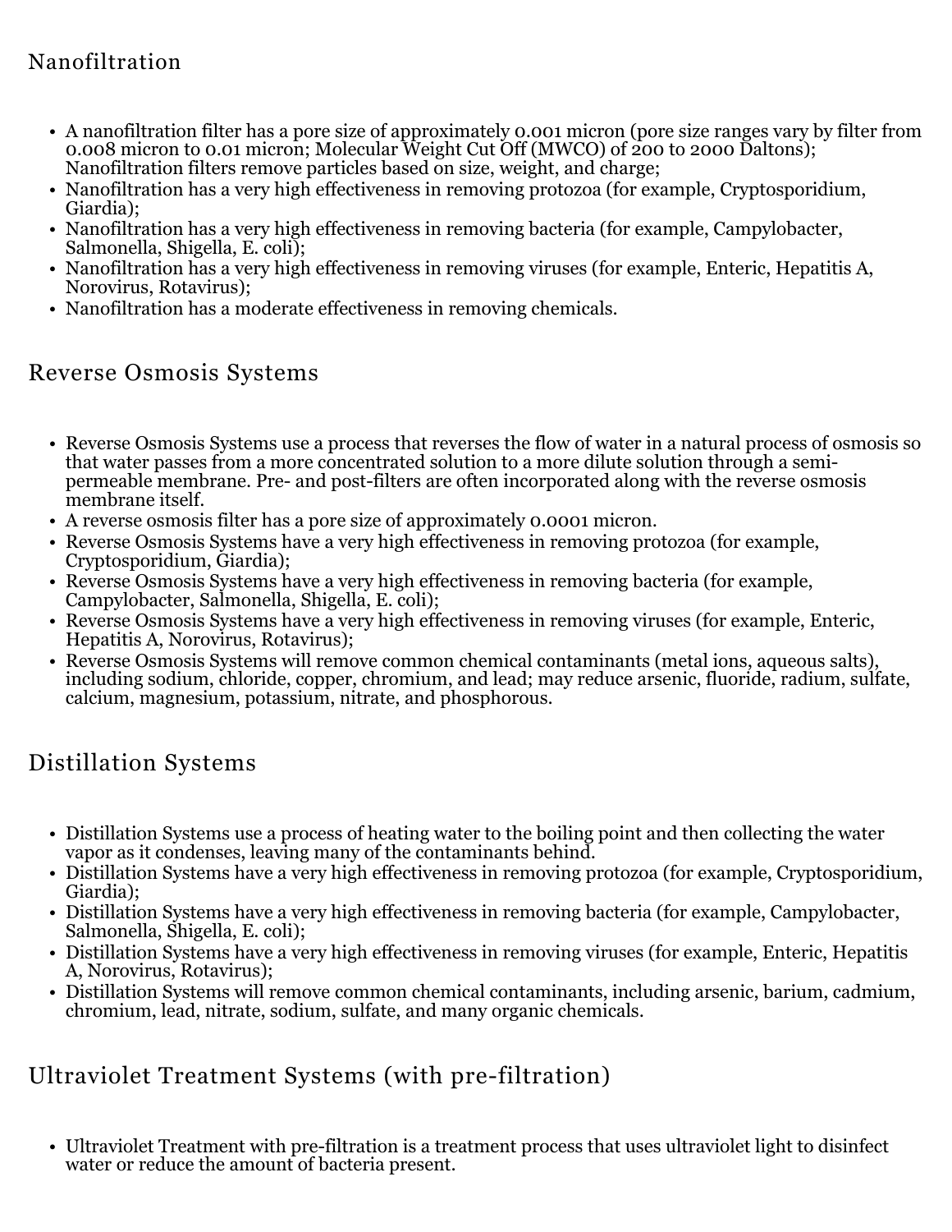## Nanofiltration

- A nanofiltration filter has a pore size of approximately 0.001 micron (pore size ranges vary by filter from 0.008 micron to 0.01 micron; Molecular Weight Cut Off (MWCO) of 200 to 2000 Daltons); Nanofiltration filters remove particles based on size, weight, and charge;
- Nanofiltration has a very high effectiveness in removing protozoa (for example, Cryptosporidium, Giardia);
- Nanofiltration has a very high effectiveness in removing bacteria (for example, Campylobacter, Salmonella, Shigella, E. coli);
- Nanofiltration has a very high effectiveness in removing viruses (for example, Enteric, Hepatitis A, Norovirus, Rotavirus);
- Nanofiltration has a moderate effectiveness in removing chemicals.

## Reverse Osmosis Systems

- Reverse Osmosis Systems use a process that reverses the flow of water in a natural process of osmosis so that water passes from a more concentrated solution to a more dilute solution through a semi-permeable membrane. Pre- and post-filters are often incorporated along with the reverse osmosis membrane itself.
- A reverse osmosis filter has a pore size of approximately 0.0001 micron.
- Reverse Osmosis Systems have a very high effectiveness in removing protozoa (for example, Cryptosporidium, Giardia);
- Reverse Osmosis Systems have a very high effectiveness in removing bacteria (for example, Campylobacter, Salmonella, Shigella, E. coli);
- Reverse Osmosis Systems have a very high effectiveness in removing viruses (for example, Enteric, Hepatitis A, Norovirus, Rotavirus);
- Reverse Osmosis Systems will remove common chemical contaminants (metal ions, aqueous salts), including sodium, chloride, copper, chromium, and lead; may reduce arsenic, fluoride, radium, sulfate, calcium, magnesium, potassium, nitrate, and phosphorous.

## Distillation Systems

- Distillation Systems use a process of heating water to the boiling point and then collecting the water vapor as it condenses, leaving many of the contaminants behind.
- Distillation Systems have a very high effectiveness in removing protozoa (for example, Cryptosporidium, Giardia);
- Distillation Systems have a very high effectiveness in removing bacteria (for example, Campylobacter, Salmonella, Shigella, E. coli);
- Distillation Systems have a very high effectiveness in removing viruses (for example, Enteric, Hepatitis A, Norovirus, Rotavirus);
- Distillation Systems will remove common chemical contaminants, including arsenic, barium, cadmium, chromium, lead, nitrate, sodium, sulfate, and many organic chemicals.

## Ultraviolet Treatment Systems (with pre-filtration)

- Ultraviolet Treatment with pre-filtration is a treatment process that uses ultraviolet light to disinfect water or reduce the amount of bacteria present.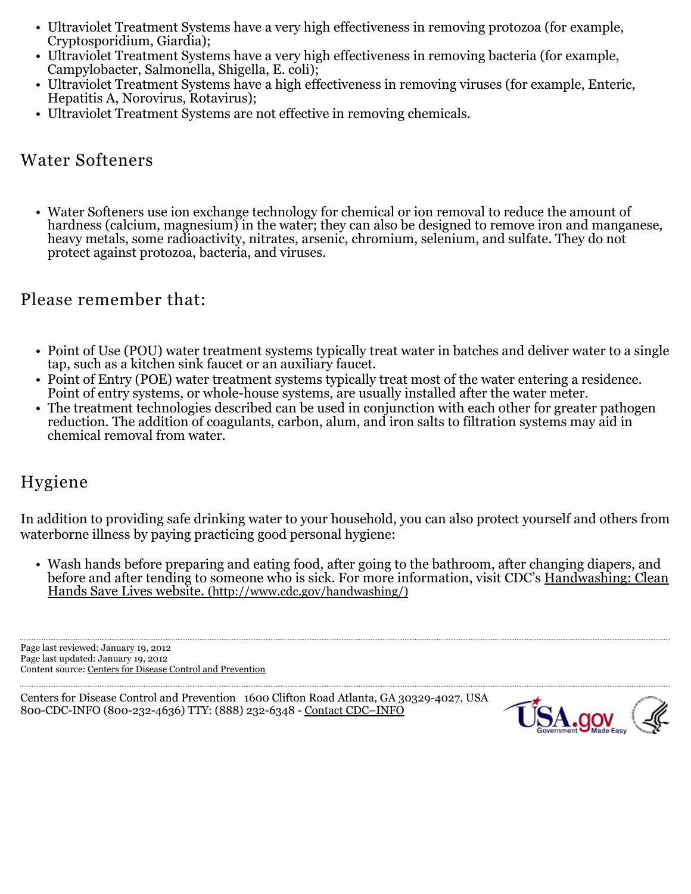- Ultraviolet Treatment Systems have a very high effectiveness in removing protozoa (for example, Cryptosporidium, Giardia);
- Ultraviolet Treatment Systems have a very high effectiveness in removing bacteria (for example, Campylobacter, Salmonella, Shigella, E. coli);
- Ultraviolet Treatment Systems have a high effectiveness in removing viruses (for example, Enteric, Hepatitis A, Norovirus, Rotavirus);
- Ultraviolet Treatment Systems are not effective in removing chemicals.

## Water Softeners

- Water Softeners use ion exchange technology for chemical or ion removal to reduce the amount of hardness (calcium, magnesium) in the water; they can also be designed to remove iron and manganese, heavy metals, some radioactivity, nitrates, arsenic, chromium, selenium, and sulfate. They do not protect against protozoa, bacteria, and viruses.

## Please remember that:

- Point of Use (POU) water treatment systems typically treat water in batches and deliver water to a single tap, such as a kitchen sink faucet or an auxiliary faucet.
- Point of Entry (POE) water treatment systems typically treat most of the water entering a residence. Point of entry systems, or whole-house systems, are usually installed after the water meter.
- The treatment technologies described can be used in conjunction with each other for greater pathogen reduction. The addition of coagulants, carbon, alum, and iron salts to filtration systems may aid in chemical removal from water.

## Hygiene

In addition to providing safe drinking water to your household, you can also protect yourself and others from waterborne illness by paying practicing good personal hygiene:

- Wash hands before preparing and eating food, after going to the bathroom, after changing diapers, and before and after tending to someone who is sick. For more information, visit CDC's Handwashing: Clean Hands Save Lives website. (http://www.cdc.gov/handwashing/)

Page last reviewed: January 19, 2012
Page last updated: January 19, 2012
Content source: Centers for Disease Control and Prevention

Centers for Disease Control and Prevention 1600 Clifton Road Atlanta, GA 30329-4027, USA
800-CDC-INFO (800-232-4636) TTY: (888) 232-6348 - Contact CDC–INFO